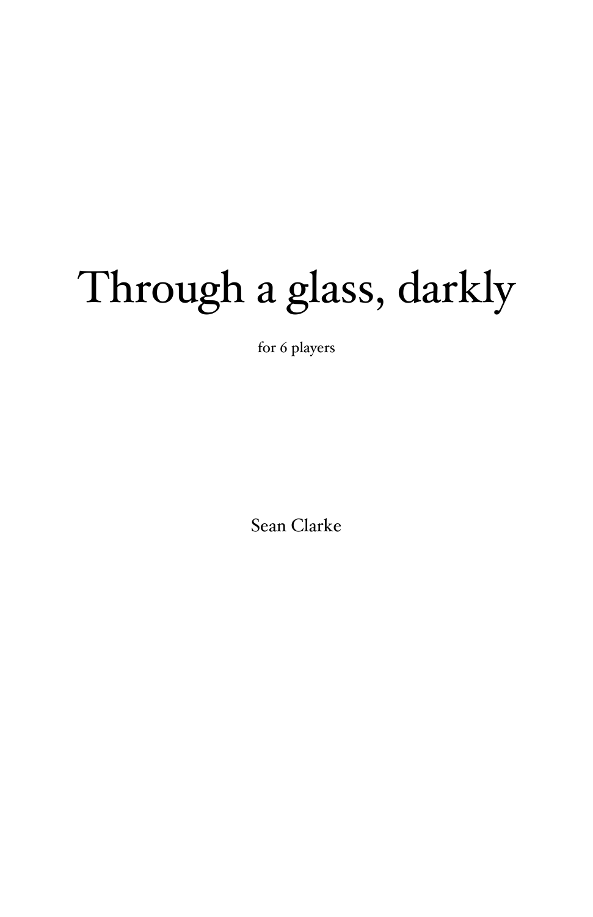# Through a glass, darkly

for 6 players

Sean Clarke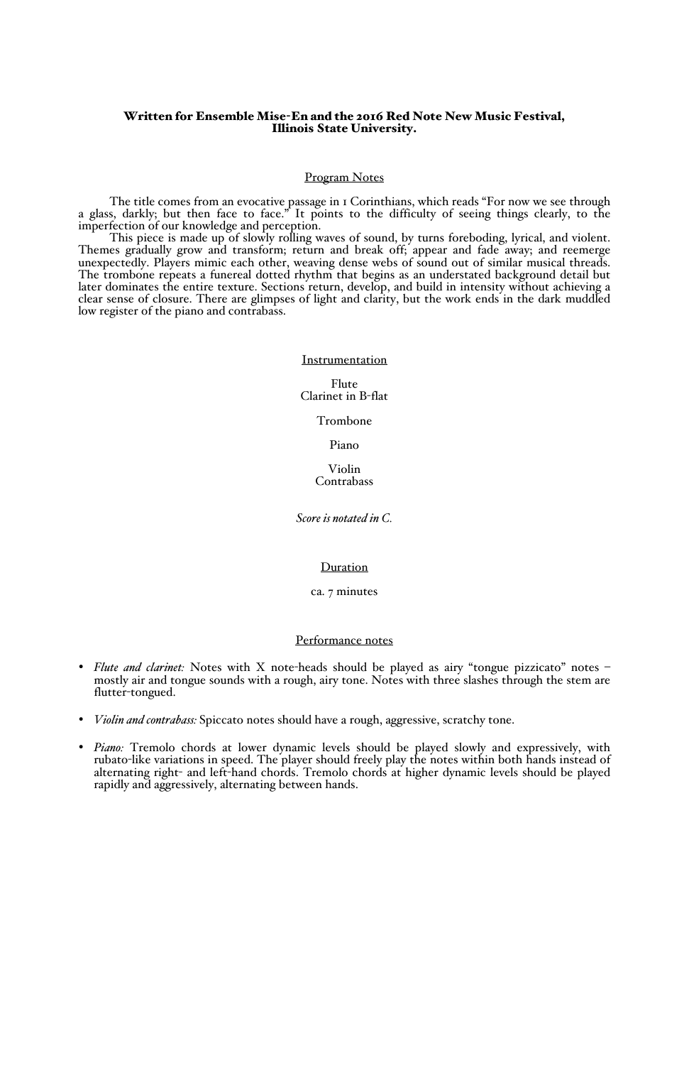**Written for Ensemble Mise-En and the 2016 Red Note New Music Festival, Illinois State University.**

## Program Notes

The title comes from an evocative passage in 1 Corinthians, which reads "For now we see through a glass, darkly; but then face to face." It points to the difficulty of seeing things clearly, to the imperfection of our knowledge and perception.

This piece is made up of slowly rolling waves of sound, by turns foreboding, lyrical, and violent. Themes gradually grow and transform; return and break off; appear and fade away; and reemerge unexpectedly. Players mimic each other, weaving dense webs of sound out of similar musical threads. The trombone repeats a funereal dotted rhythm that begins as an understated background detail but later dominates the entire texture. Sections return, develop, and build in intensity without achieving a clear sense of closure. There are glimpses of light and clarity, but the work ends in the dark muddled low register of the piano and contrabass.

## Instrumentation

Flute
Clarinet in B-flat

Trombone

Piano

Violin
Contrabass

*Score is notated in C.*

## Duration

ca. 7 minutes

## Performance notes

- *Flute and clarinet:* Notes with X note-heads should be played as airy "tongue pizzicato" notes – mostly air and tongue sounds with a rough, airy tone. Notes with three slashes through the stem are flutter-tongued.
- *Violin and contrabass:* Spiccato notes should have a rough, aggressive, scratchy tone.
- *Piano:* Tremolo chords at lower dynamic levels should be played slowly and expressively, with rubato-like variations in speed. The player should freely play the notes within both hands instead of alternating right- and left-hand chords. Tremolo chords at higher dynamic levels should be played rapidly and aggressively, alternating between hands.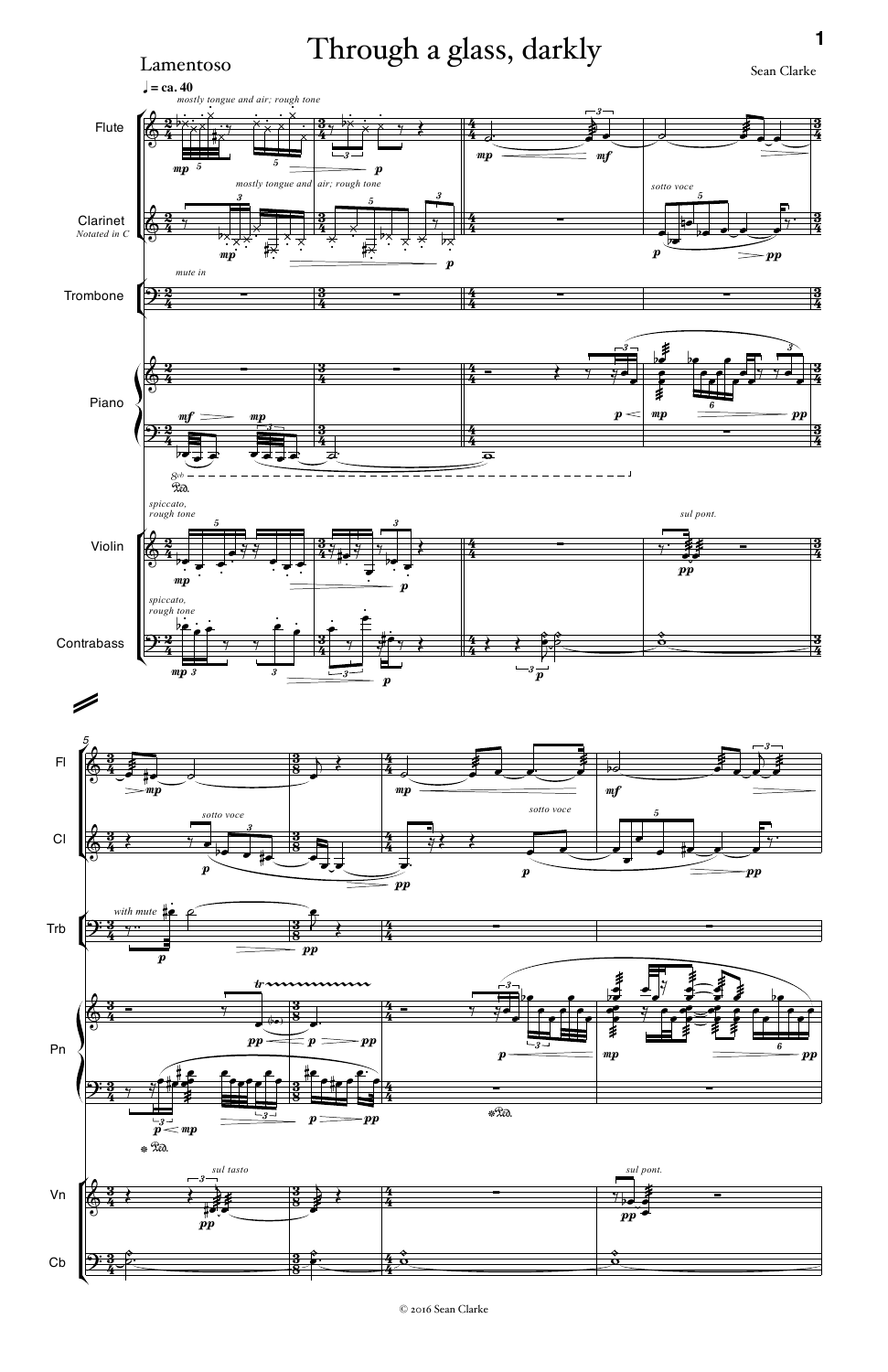# Through a glass, darkly

Sean Clarke

Lamentoso

♩ = ca. 40

Flute — *mostly tongue and air; rough tone*

Clarinet (Notated in C) — *mostly tongue and air; rough tone*; *sotto voce*

Trombone — *mute in*; *with mute*

Piano

Violin — *spiccato, rough tone*; *sul pont.*; *sul tasto*

Contrabass — *spiccato, rough tone*

© 2016 Sean Clarke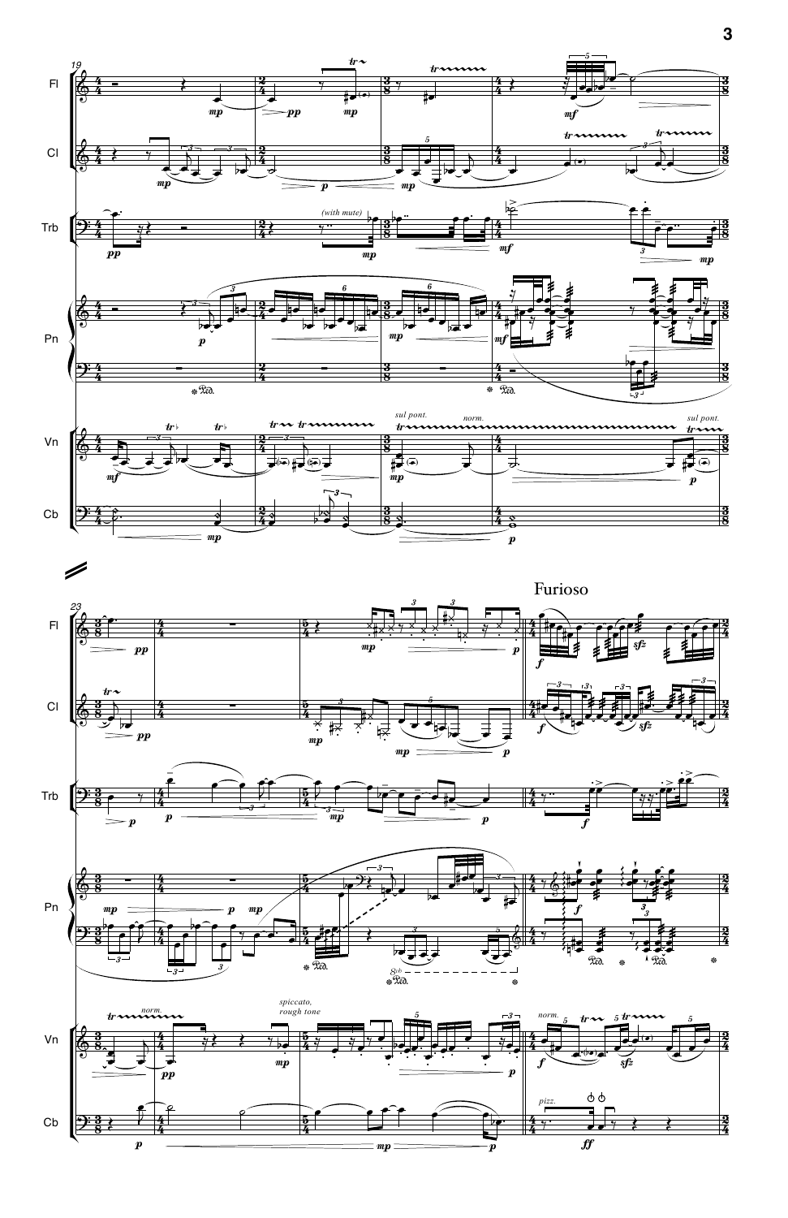Fl

Cl

Trb

*(with mute)*

Pn

Vn

*sul pont.* *norm.* *sul pont.*

Cb

## Furioso

Fl

Cl

Trb

Pn

Vn

*norm.* *spiccato, rough tone* *norm.*

Cb

*pizz.*